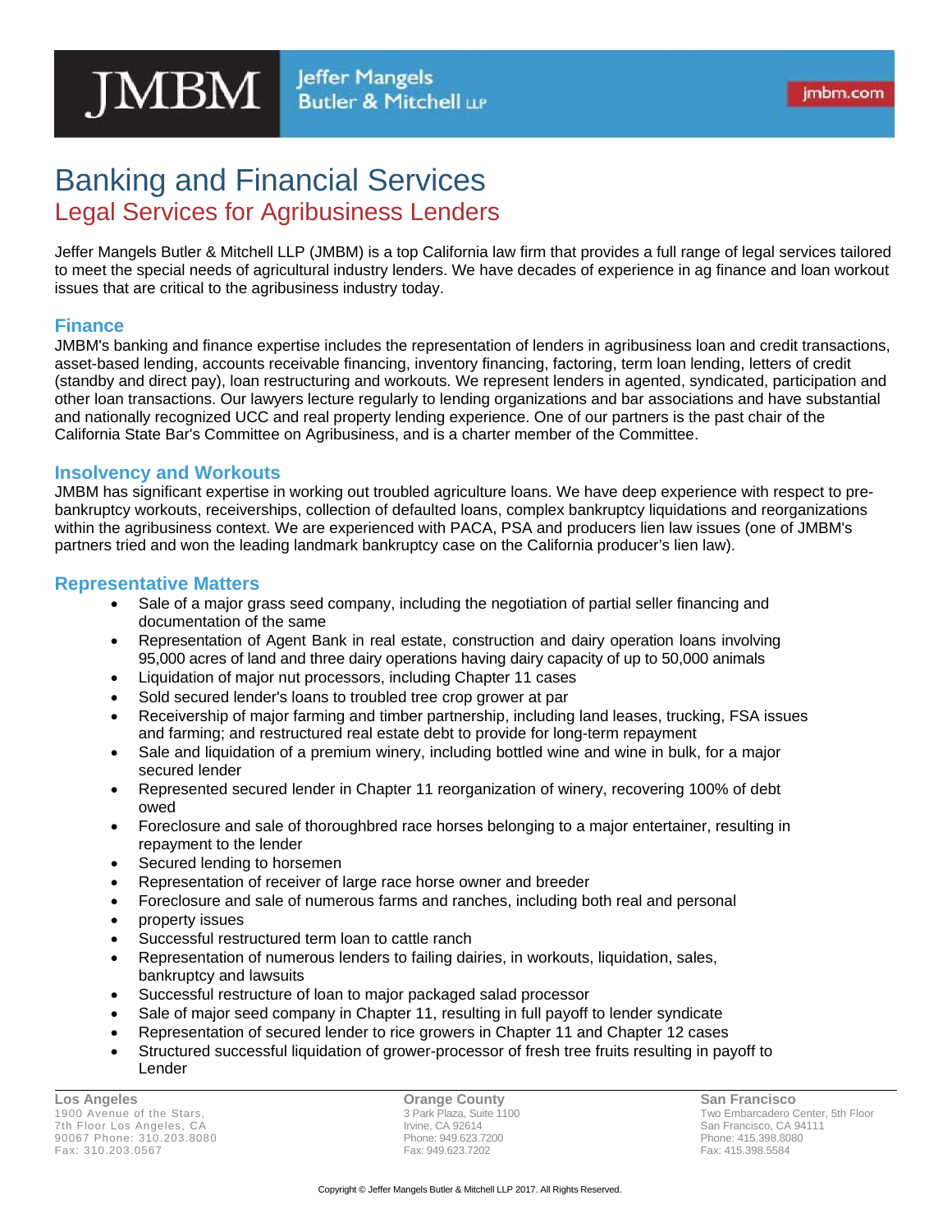JMBM Jeffer Mangels Butler & Mitchell LLP

jmbm.com

# Banking and Financial Services

## Legal Services for Agribusiness Lenders

Jeffer Mangels Butler & Mitchell LLP (JMBM) is a top California law firm that provides a full range of legal services tailored to meet the special needs of agricultural industry lenders. We have decades of experience in ag finance and loan workout issues that are critical to the agribusiness industry today.

### Finance

JMBM's banking and finance expertise includes the representation of lenders in agribusiness loan and credit transactions, asset-based lending, accounts receivable financing, inventory financing, factoring, term loan lending, letters of credit (standby and direct pay), loan restructuring and workouts. We represent lenders in agented, syndicated, participation and other loan transactions. Our lawyers lecture regularly to lending organizations and bar associations and have substantial and nationally recognized UCC and real property lending experience. One of our partners is the past chair of the California State Bar's Committee on Agribusiness, and is a charter member of the Committee.

### Insolvency and Workouts

JMBM has significant expertise in working out troubled agriculture loans. We have deep experience with respect to pre-bankruptcy workouts, receiverships, collection of defaulted loans, complex bankruptcy liquidations and reorganizations within the agribusiness context. We are experienced with PACA, PSA and producers lien law issues (one of JMBM's partners tried and won the leading landmark bankruptcy case on the California producer's lien law).

### Representative Matters

- Sale of a major grass seed company, including the negotiation of partial seller financing and documentation of the same
- Representation of Agent Bank in real estate, construction and dairy operation loans involving 95,000 acres of land and three dairy operations having dairy capacity of up to 50,000 animals
- Liquidation of major nut processors, including Chapter 11 cases
- Sold secured lender's loans to troubled tree crop grower at par
- Receivership of major farming and timber partnership, including land leases, trucking, FSA issues and farming; and restructured real estate debt to provide for long-term repayment
- Sale and liquidation of a premium winery, including bottled wine and wine in bulk, for a major secured lender
- Represented secured lender in Chapter 11 reorganization of winery, recovering 100% of debt owed
- Foreclosure and sale of thoroughbred race horses belonging to a major entertainer, resulting in repayment to the lender
- Secured lending to horsemen
- Representation of receiver of large race horse owner and breeder
- Foreclosure and sale of numerous farms and ranches, including both real and personal
- property issues
- Successful restructured term loan to cattle ranch
- Representation of numerous lenders to failing dairies, in workouts, liquidation, sales, bankruptcy and lawsuits
- Successful restructure of loan to major packaged salad processor
- Sale of major seed company in Chapter 11, resulting in full payoff to lender syndicate
- Representation of secured lender to rice growers in Chapter 11 and Chapter 12 cases
- Structured successful liquidation of grower-processor of fresh tree fruits resulting in payoff to Lender

**Los Angeles**
1900 Avenue of the Stars, 7th Floor Los Angeles, CA 90067 Phone: 310.203.8080 Fax: 310.203.0567

**Orange County**
3 Park Plaza, Suite 1100
Irvine, CA 92614
Phone: 949.623.7200
Fax: 949.623.7202

**San Francisco**
Two Embarcadero Center, 5th Floor
San Francisco, CA 94111
Phone: 415.398.8080
Fax: 415.398.5584

Copyright © Jeffer Mangels Butler & Mitchell LLP 2017. All Rights Reserved.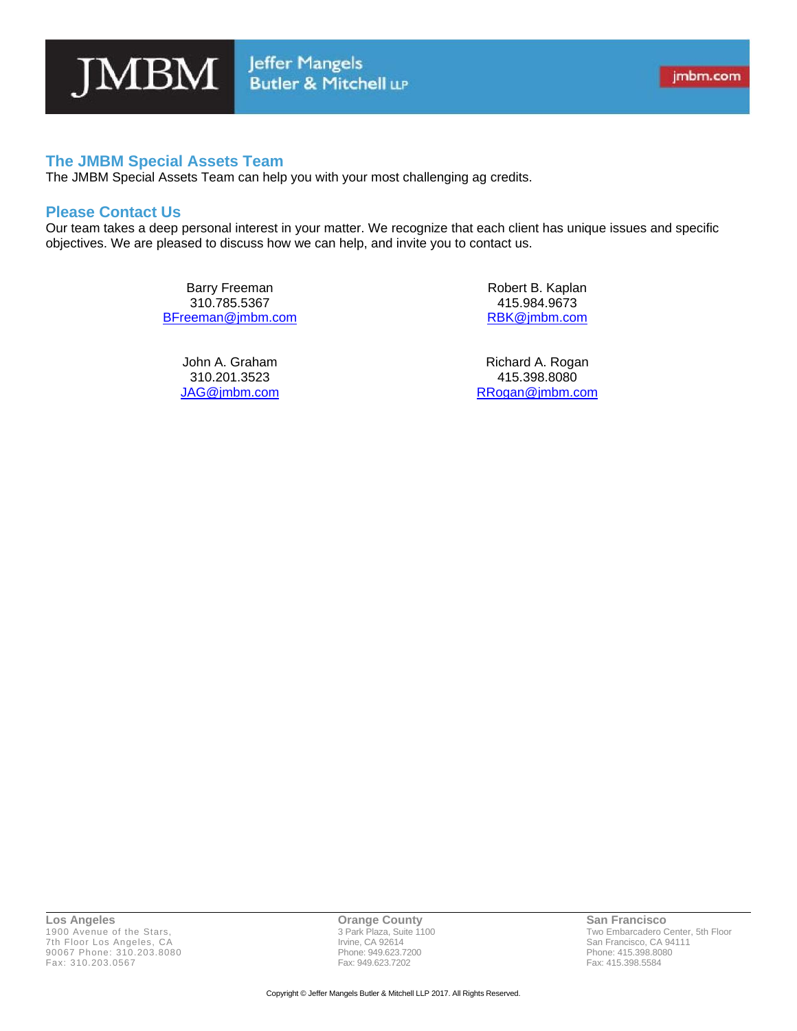## The JMBM Special Assets Team

The JMBM Special Assets Team can help you with your most challenging ag credits.

## Please Contact Us

Our team takes a deep personal interest in your matter. We recognize that each client has unique issues and specific objectives. We are pleased to discuss how we can help, and invite you to contact us.

Barry Freeman
310.785.5367
BFreeman@jmbm.com

Robert B. Kaplan
415.984.9673
RBK@jmbm.com

John A. Graham
310.201.3523
JAG@jmbm.com

Richard A. Rogan
415.398.8080
RRogan@jmbm.com

**Los Angeles**
1900 Avenue of the Stars,
7th Floor Los Angeles, CA
90067 Phone: 310.203.8080
Fax: 310.203.0567

**Orange County**
3 Park Plaza, Suite 1100
Irvine, CA 92614
Phone: 949.623.7200
Fax: 949.623.7202

**San Francisco**
Two Embarcadero Center, 5th Floor
San Francisco, CA 94111
Phone: 415.398.8080
Fax: 415.398.5584

Copyright © Jeffer Mangels Butler & Mitchell LLP 2017. All Rights Reserved.